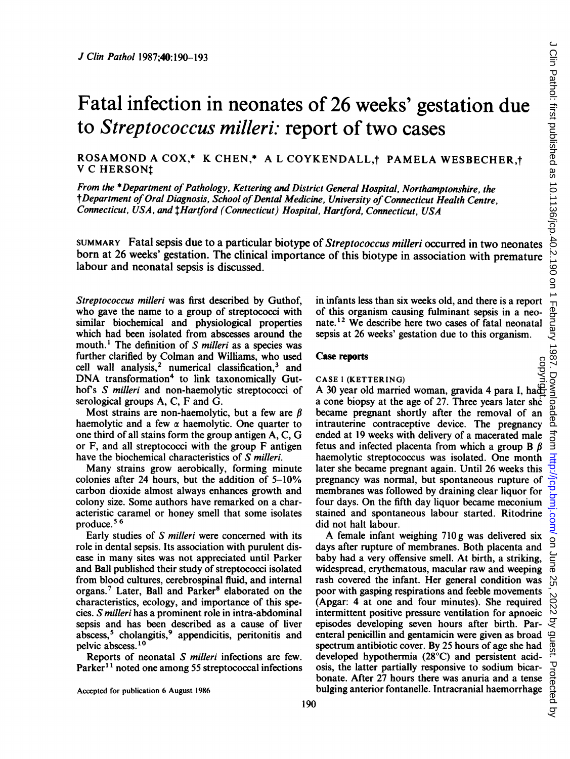# Fatal infection in neonates of 26 weeks' gestation due to *Streptococcus milleri*: report of two cases

ROSAMOND A COX,* K CHEN,* A L COYKENDALL,† PAMELA WESBECHER,† V C HERSON‡

*From the \*Department of Pathology, Kettering and District General Hospital, Northamptonshire, the †Department of Oral Diagnosis, School of Dental Medicine, University of Connecticut Health Centre, Connecticut, USA, and ‡Hartford (Connecticut) Hospital, Hartford, Connecticut, USA*

SUMMARY Fatal sepsis due to a particular biotype of *Streptococcus milleri* occurred in two neonates born at 26 weeks' gestation. The clinical importance of this biotype in association with premature labour and neonatal sepsis is discussed.

*Streptococcus milleri* was first described by Guthof, who gave the name to a group of streptococci with similar biochemical and physiological properties which had been isolated from abscesses around the mouth.[1] The definition of *S milleri* as a species was further clarified by Colman and Williams, who used cell wall analysis,[2] numerical classification,[3] and DNA transformation[4] to link taxonomically Guthof's *S milleri* and non-haemolytic streptococci of serological groups A, C, F and G.

Most strains are non-haemolytic, but a few are β haemolytic and a few α haemolytic. One quarter to one third of all stains form the group antigen A, C, G or F, and all streptococci with the group F antigen have the biochemical characteristics of *S milleri*.

Many strains grow aerobically, forming minute colonies after 24 hours, but the addition of 5–10% carbon dioxide almost always enhances growth and colony size. Some authors have remarked on a characteristic caramel or honey smell that some isolates produce.[5,6]

Early studies of *S milleri* were concerned with its role in dental sepsis. Its association with purulent disease in many sites was not appreciated until Parker and Ball published their study of streptococci isolated from blood cultures, cerebrospinal fluid, and internal organs.[7] Later, Ball and Parker[8] elaborated on the characteristics, ecology, and importance of this species. *S milleri* has a prominent role in intra-abdominal sepsis and has been described as a cause of liver abscess,[5] cholangitis,[9] appendicitis, peritonitis and pelvic abscess.[10]

Reports of neonatal *S milleri* infections are few. Parker[11] noted one among 55 streptococcal infections in infants less than six weeks old, and there is a report of this organism causing fulminant sepsis in a neonate.[12] We describe here two cases of fatal neonatal sepsis at 26 weeks' gestation due to this organism.

Accepted for publication 6 August 1986

## Case reports

### CASE 1 (KETTERING)

A 30 year old married woman, gravida 4 para I, had a cone biopsy at the age of 27. Three years later she became pregnant shortly after the removal of an intrauterine contraceptive device. The pregnancy ended at 19 weeks with delivery of a macerated male fetus and infected placenta from which a group B β haemolytic streptococcus was isolated. One month later she became pregnant again. Until 26 weeks this pregnancy was normal, but spontaneous rupture of membranes was followed by draining clear liquor for four days. On the fifth day liquor became meconium stained and spontaneous labour started. Ritodrine did not halt labour.

A female infant weighing 710 g was delivered six days after rupture of membranes. Both placenta and baby had a very offensive smell. At birth, a striking, widespread, erythematous, macular raw and weeping rash covered the infant. Her general condition was poor with gasping respirations and feeble movements (Apgar: 4 at one and four minutes). She required intermittent positive pressure ventilation for apnoeic episodes developing seven hours after birth. Parenteral penicillin and gentamicin were given as broad spectrum antibiotic cover. By 25 hours of age she had developed hypothermia (28°C) and persistent acidosis, the latter partially responsive to sodium bicarbonate. After 27 hours there was anuria and a tense bulging anterior fontanelle. Intracranial haemorrhage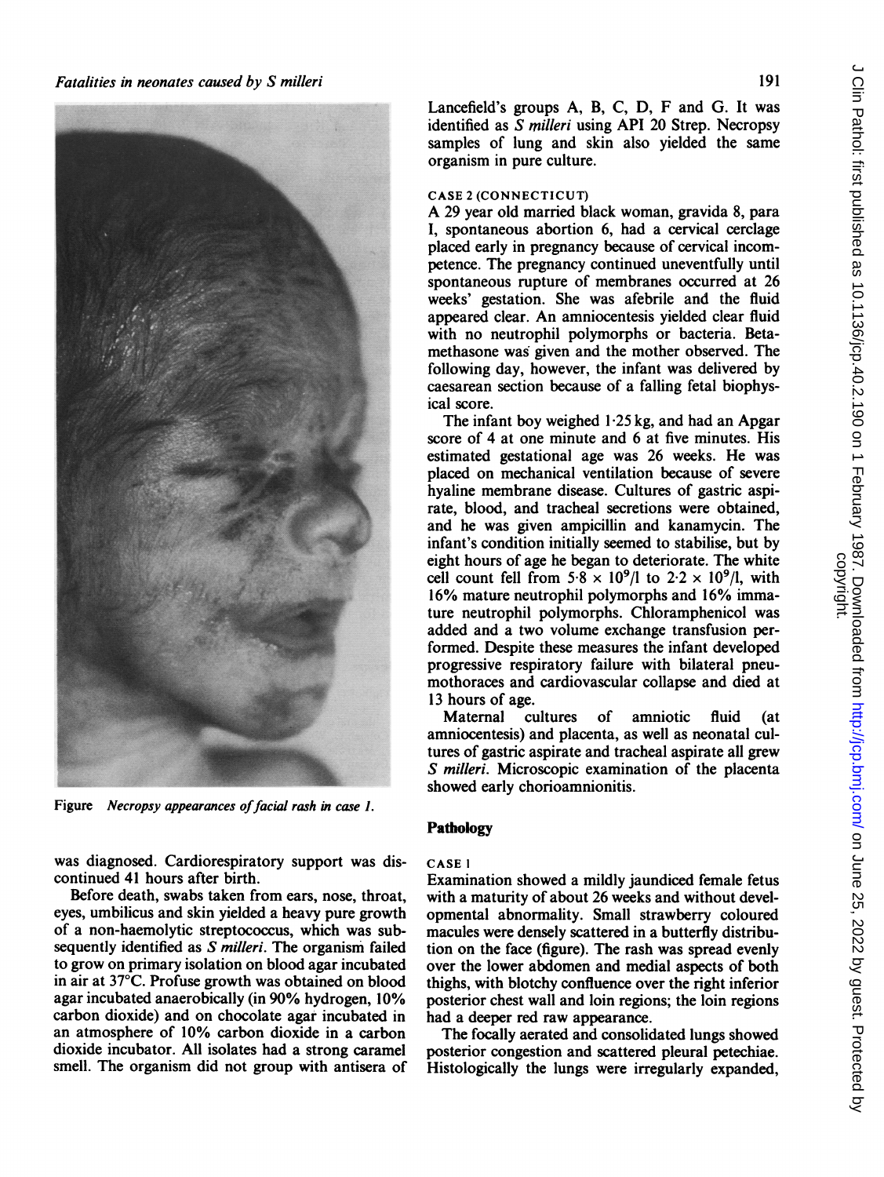Figure *Necropsy appearances of facial rash in case 1.*

was diagnosed. Cardiorespiratory support was discontinued 41 hours after birth.

Before death, swabs taken from ears, nose, throat, eyes, umbilicus and skin yielded a heavy pure growth of a non-haemolytic streptococcus, which was subsequently identified as *S milleri*. The organism failed to grow on primary isolation on blood agar incubated in air at 37°C. Profuse growth was obtained on blood agar incubated anaerobically (in 90% hydrogen, 10% carbon dioxide) and on chocolate agar incubated in an atmosphere of 10% carbon dioxide in a carbon dioxide incubator. All isolates had a strong caramel smell. The organism did not group with antisera of Lancefield's groups A, B, C, D, F and G. It was identified as *S milleri* using API 20 Strep. Necropsy samples of lung and skin also yielded the same organism in pure culture.

CASE 2 (CONNECTICUT)

A 29 year old married black woman, gravida 8, para I, spontaneous abortion 6, had a cervical cerclage placed early in pregnancy because of cervical incompetence. The pregnancy continued uneventfully until spontaneous rupture of membranes occurred at 26 weeks' gestation. She was afebrile and the fluid appeared clear. An amniocentesis yielded clear fluid with no neutrophil polymorphs or bacteria. Betamethasone was given and the mother observed. The following day, however, the infant was delivered by caesarean section because of a falling fetal biophysical score.

The infant boy weighed 1·25 kg, and had an Apgar score of 4 at one minute and 6 at five minutes. His estimated gestational age was 26 weeks. He was placed on mechanical ventilation because of severe hyaline membrane disease. Cultures of gastric aspirate, blood, and tracheal secretions were obtained, and he was given ampicillin and kanamycin. The infant's condition initially seemed to stabilise, but by eight hours of age he began to deteriorate. The white cell count fell from $5{\cdot}8 \times 10^9/l$ to $2{\cdot}2 \times 10^9/l$, with 16% mature neutrophil polymorphs and 16% immature neutrophil polymorphs. Chloramphenicol was added and a two volume exchange transfusion performed. Despite these measures the infant developed progressive respiratory failure with bilateral pneumothoraces and cardiovascular collapse and died at 13 hours of age.

Maternal cultures of amniotic fluid (at amniocentesis) and placenta, as well as neonatal cultures of gastric aspirate and tracheal aspirate all grew *S milleri*. Microscopic examination of the placenta showed early chorioamnionitis.

## Pathology

CASE 1

Examination showed a mildly jaundiced female fetus with a maturity of about 26 weeks and without developmental abnormality. Small strawberry coloured macules were densely scattered in a butterfly distribution on the face (figure). The rash was spread evenly over the lower abdomen and medial aspects of both thighs, with blotchy confluence over the right inferior posterior chest wall and loin regions; the loin regions had a deeper red raw appearance.

The focally aerated and consolidated lungs showed posterior congestion and scattered pleural petechiae. Histologically the lungs were irregularly expanded,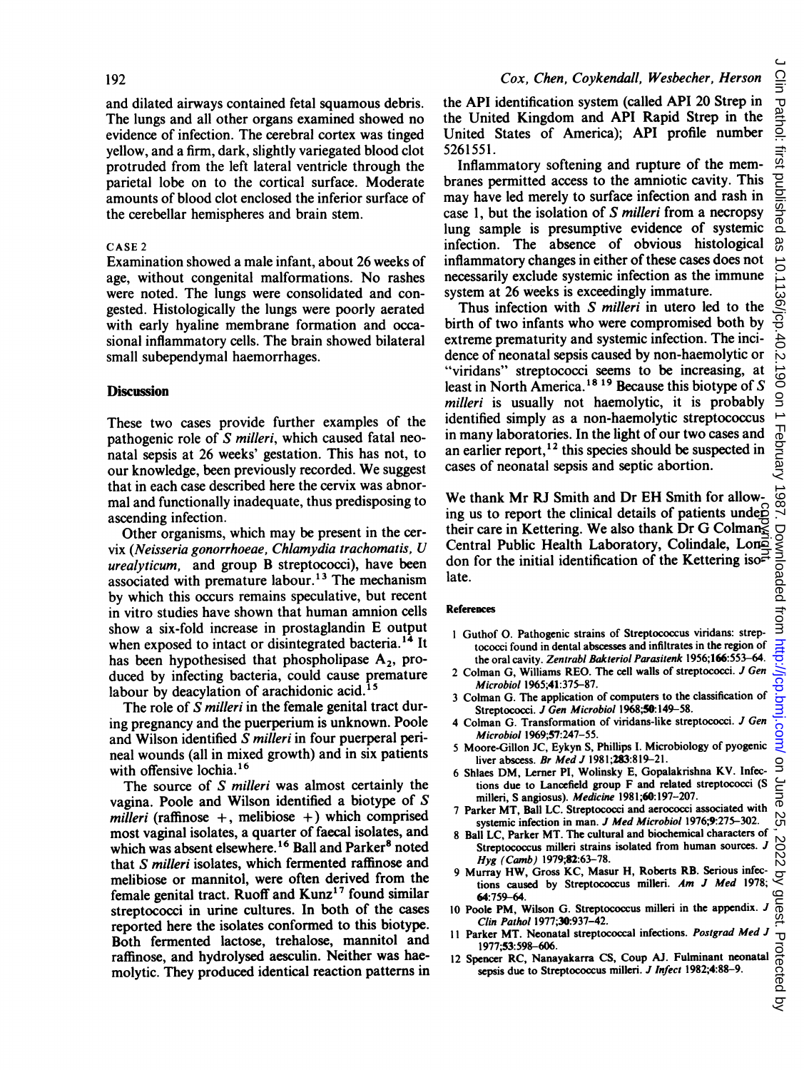and dilated airways contained fetal squamous debris. The lungs and all other organs examined showed no evidence of infection. The cerebral cortex was tinged yellow, and a firm, dark, slightly variegated blood clot protruded from the left lateral ventricle through the parietal lobe on to the cortical surface. Moderate amounts of blood clot enclosed the inferior surface of the cerebellar hemispheres and brain stem.

CASE 2

Examination showed a male infant, about 26 weeks of age, without congenital malformations. No rashes were noted. The lungs were consolidated and congested. Histologically the lungs were poorly aerated with early hyaline membrane formation and occasional inflammatory cells. The brain showed bilateral small subependymal haemorrhages.

## Discussion

These two cases provide further examples of the pathogenic role of *S milleri*, which caused fatal neonatal sepsis at 26 weeks' gestation. This has not, to our knowledge, been previously recorded. We suggest that in each case described here the cervix was abnormal and functionally inadequate, thus predisposing to ascending infection.

Other organisms, which may be present in the cervix (*Neisseria gonorrhoeae, Chlamydia trachomatis, U urealyticum*, and group B streptococci), have been associated with premature labour.[13] The mechanism by which this occurs remains speculative, but recent in vitro studies have shown that human amnion cells show a six-fold increase in prostaglandin E output when exposed to intact or disintegrated bacteria.[14] It has been hypothesised that phospholipase $A_2$, produced by infecting bacteria, could cause premature labour by deacylation of arachidonic acid.[15]

The role of *S milleri* in the female genital tract during pregnancy and the puerperium is unknown. Poole and Wilson identified *S milleri* in four puerperal perineal wounds (all in mixed growth) and in six patients with offensive lochia.[16]

The source of *S milleri* was almost certainly the vagina. Poole and Wilson identified a biotype of *S milleri* (raffinose +, melibiose +) which comprised most vaginal isolates, a quarter of faecal isolates, and which was absent elsewhere.[16] Ball and Parker[8] noted that *S milleri* isolates, which fermented raffinose and melibiose or mannitol, were often derived from the female genital tract. Ruoff and Kunz[17] found similar streptococci in urine cultures. In both of the cases reported here the isolates conformed to this biotype. Both fermented lactose, trehalose, mannitol and raffinose, and hydrolysed aesculin. Neither was haemolytic. They produced identical reaction patterns in the API identification system (called API 20 Strep in the United Kingdom and API Rapid Strep in the United States of America); API profile number 5261551.

Inflammatory softening and rupture of the membranes permitted access to the amniotic cavity. This may have led merely to surface infection and rash in case 1, but the isolation of *S milleri* from a necropsy lung sample is presumptive evidence of systemic infection. The absence of obvious histological inflammatory changes in either of these cases does not necessarily exclude systemic infection as the immune system at 26 weeks is exceedingly immature.

Thus infection with *S milleri* in utero led to the birth of two infants who were compromised both by extreme prematurity and systemic infection. The incidence of neonatal sepsis caused by non-haemolytic or "viridans" streptococci seems to be increasing, at least in North America.[18,19] Because this biotype of *S milleri* is usually not haemolytic, it is probably identified simply as a non-haemolytic streptococcus in many laboratories. In the light of our two cases and an earlier report,[12] this species should be suspected in cases of neonatal sepsis and septic abortion.

We thank Mr RJ Smith and Dr EH Smith for allowing us to report the clinical details of patients under their care in Kettering. We also thank Dr G Colman, Central Public Health Laboratory, Colindale, London for the initial identification of the Kettering isolate.

## References

1. Guthof O. Pathogenic strains of Streptococcus viridans: streptococci found in dental abscesses and infiltrates in the region of the oral cavity. *Zentrabl Bakteriol Parasitenk* 1956;**166**:553–64.
2. Colman G, Williams REO. The cell walls of streptococci. *J Gen Microbiol* 1965;**41**:375–87.
3. Colman G. The application of computers to the classification of Streptococci. *J Gen Microbiol* 1968;**50**:149–58.
4. Colman G. Transformation of viridans-like streptococci. *J Gen Microbiol* 1969;**57**:247–55.
5. Moore-Gillon JC, Eykyn S, Phillips I. Microbiology of pyogenic liver abscess. *Br Med J* 1981;**283**:819–21.
6. Shlaes DM, Lerner PI, Wolinsky E, Gopalakrishna KV. Infections due to Lancefield group F and related streptococci (S milleri, S angiosus). *Medicine* 1981;**60**:197–207.
7. Parker MT, Ball LC. Streptococci and aerococci associated with systemic infection in man. *J Med Microbiol* 1976;**9**:275–302.
8. Ball LC, Parker MT. The cultural and biochemical characters of Streptococcus milleri strains isolated from human sources. *J Hyg (Camb)* 1979;**82**:63–78.
9. Murray HW, Gross KC, Masur H, Roberts RB. Serious infections caused by Streptococcus milleri. *Am J Med* 1978; **64**:759–64.
10. Poole PM, Wilson G. Streptococcus milleri in the appendix. *J Clin Pathol* 1977;**30**:937–42.
11. Parker MT. Neonatal streptococcal infections. *Postgrad Med J* 1977;**53**:598–606.
12. Spencer RC, Nanayakarra CS, Coup AJ. Fulminant neonatal sepsis due to Streptococcus milleri. *J Infect* 1982;**4**:88–9.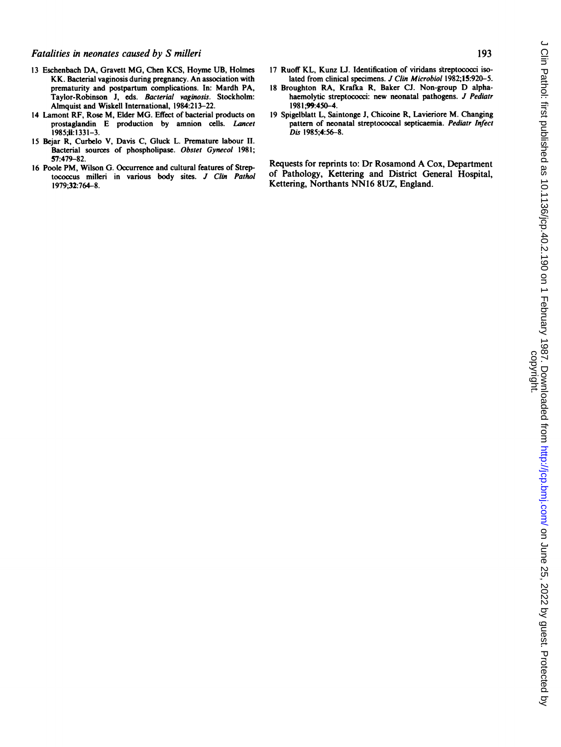13 Eschenbach DA, Gravett MG, Chen KCS, Hoyme UB, Holmes KK. Bacterial vaginosis during pregnancy. An association with prematurity and postpartum complications. In: Mardh PA, Taylor-Robinson J, eds. *Bacterial vaginosis*. Stockholm: Almquist and Wiskell International, 1984:213–22.

14 Lamont RF, Rose M, Elder MG. Effect of bacterial products on prostaglandin E production by amnion cells. *Lancet* 1985;ii:1331–3.

15 Bejar R, Curbelo V, Davis C, Gluck L. Premature labour II. Bacterial sources of phospholipase. *Obstet Gynecol* 1981; **57**:479–82.

16 Poole PM, Wilson G. Occurrence and cultural features of Streptococcus milleri in various body sites. *J Clin Pathol* 1979;**32**:764–8.

17 Ruoff KL, Kunz LJ. Identification of viridans streptococci isolated from clinical specimens. *J Clin Microbiol* 1982;**15**:920–5.

18 Broughton RA, Krafka R, Baker CJ. Non-group D alpha-haemolytic streptococci: new neonatal pathogens. *J Pediatr* 1981;**99**:450–4.

19 Spigelblatt L, Saintonge J, Chicoine R, Lavieriore M. Changing pattern of neonatal streptococcal septicaemia. *Pediatr Infect Dis* 1985;**4**:56–8.

Requests for reprints to: Dr Rosamond A Cox, Department of Pathology, Kettering and District General Hospital, Kettering, Northants NN16 8UZ, England.